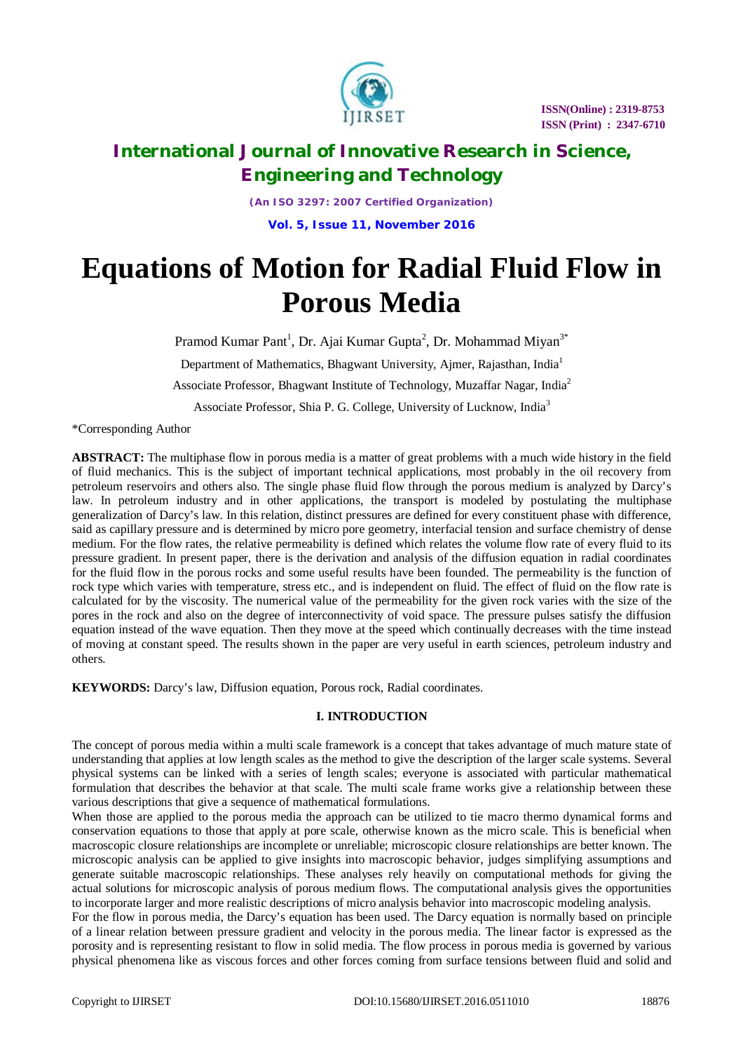# Equations of Motion for Radial Fluid Flow in Porous Media

Pramod Kumar Pant[1], Dr. Ajai Kumar Gupta[2], Dr. Mohammad Miyan[3*]

Department of Mathematics, Bhagwant University, Ajmer, Rajasthan, India[1]

Associate Professor, Bhagwant Institute of Technology, Muzaffar Nagar, India[2]

Associate Professor, Shia P. G. College, University of Lucknow, India[3]

*Corresponding Author

**ABSTRACT:** The multiphase flow in porous media is a matter of great problems with a much wide history in the field of fluid mechanics. This is the subject of important technical applications, most probably in the oil recovery from petroleum reservoirs and others also. The single phase fluid flow through the porous medium is analyzed by Darcy's law. In petroleum industry and in other applications, the transport is modeled by postulating the multiphase generalization of Darcy's law. In this relation, distinct pressures are defined for every constituent phase with difference, said as capillary pressure and is determined by micro pore geometry, interfacial tension and surface chemistry of dense medium. For the flow rates, the relative permeability is defined which relates the volume flow rate of every fluid to its pressure gradient. In present paper, there is the derivation and analysis of the diffusion equation in radial coordinates for the fluid flow in the porous rocks and some useful results have been founded. The permeability is the function of rock type which varies with temperature, stress etc., and is independent on fluid. The effect of fluid on the flow rate is calculated for by the viscosity. The numerical value of the permeability for the given rock varies with the size of the pores in the rock and also on the degree of interconnectivity of void space. The pressure pulses satisfy the diffusion equation instead of the wave equation. Then they move at the speed which continually decreases with the time instead of moving at constant speed. The results shown in the paper are very useful in earth sciences, petroleum industry and others.

**KEYWORDS:** Darcy's law, Diffusion equation, Porous rock, Radial coordinates.

## I. INTRODUCTION

The concept of porous media within a multi scale framework is a concept that takes advantage of much mature state of understanding that applies at low length scales as the method to give the description of the larger scale systems. Several physical systems can be linked with a series of length scales; everyone is associated with particular mathematical formulation that describes the behavior at that scale. The multi scale frame works give a relationship between these various descriptions that give a sequence of mathematical formulations.

When those are applied to the porous media the approach can be utilized to tie macro thermo dynamical forms and conservation equations to those that apply at pore scale, otherwise known as the micro scale. This is beneficial when macroscopic closure relationships are incomplete or unreliable; microscopic closure relationships are better known. The microscopic analysis can be applied to give insights into macroscopic behavior, judges simplifying assumptions and generate suitable macroscopic relationships. These analyses rely heavily on computational methods for giving the actual solutions for microscopic analysis of porous medium flows. The computational analysis gives the opportunities to incorporate larger and more realistic descriptions of micro analysis behavior into macroscopic modeling analysis.

For the flow in porous media, the Darcy's equation has been used. The Darcy equation is normally based on principle of a linear relation between pressure gradient and velocity in the porous media. The linear factor is expressed as the porosity and is representing resistant to flow in solid media. The flow process in porous media is governed by various physical phenomena like as viscous forces and other forces coming from surface tensions between fluid and solid and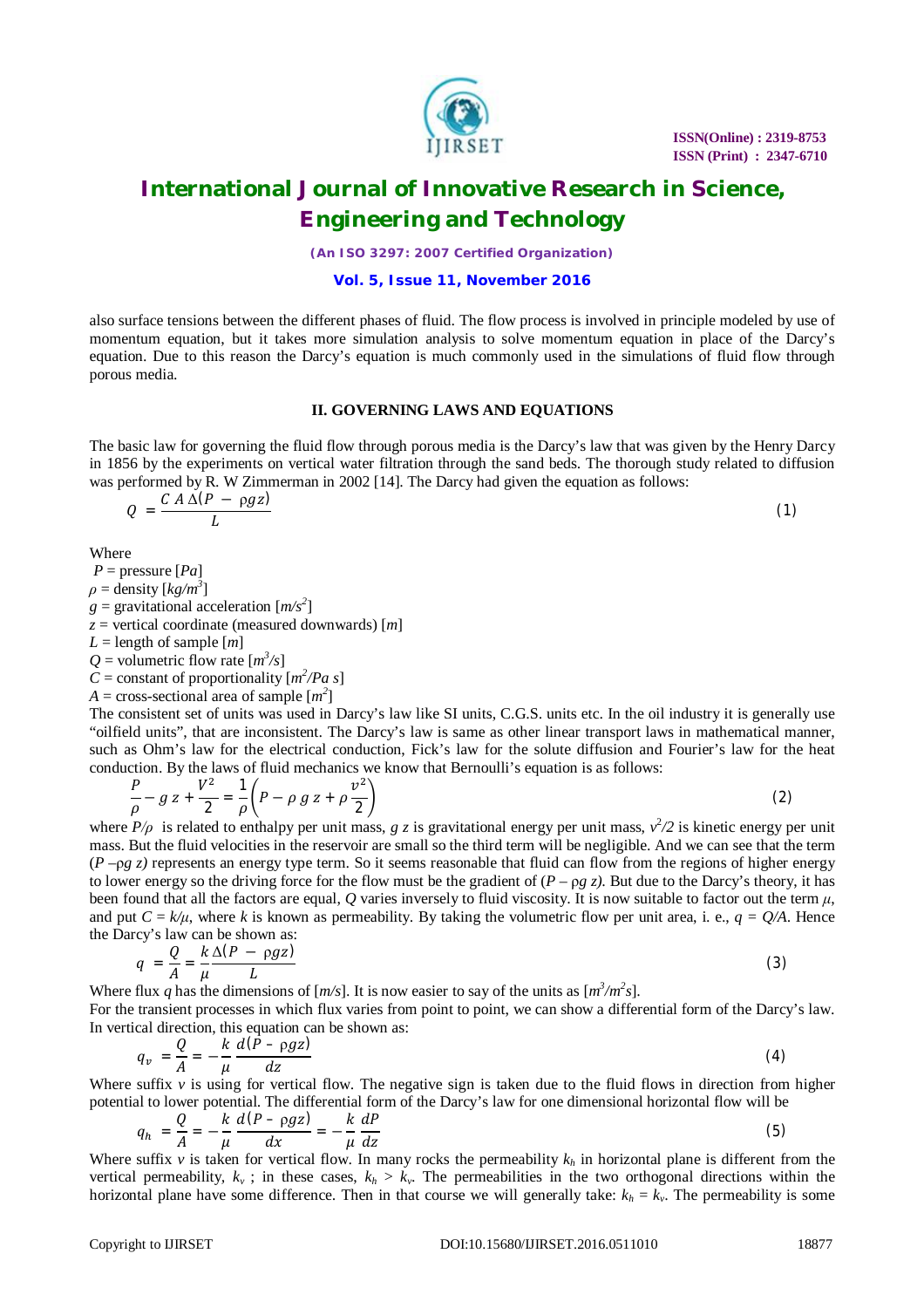also surface tensions between the different phases of fluid. The flow process is involved in principle modeled by use of momentum equation, but it takes more simulation analysis to solve momentum equation in place of the Darcy's equation. Due to this reason the Darcy's equation is much commonly used in the simulations of fluid flow through porous media.

## II. GOVERNING LAWS AND EQUATIONS

The basic law for governing the fluid flow through porous media is the Darcy's law that was given by the Henry Darcy in 1856 by the experiments on vertical water filtration through the sand beds. The thorough study related to diffusion was performed by R. W Zimmerman in 2002 [14]. The Darcy had given the equation as follows:

$$Q = \frac{C\ A\ \Delta(P - \rho g z)}{L} \tag{1}$$

Where

$P$ = pressure [$Pa$]
$\rho$ = density [$kg/m^3$]
$g$ = gravitational acceleration [$m/s^2$]
$z$ = vertical coordinate (measured downwards) [$m$]
$L$ = length of sample [$m$]
$Q$ = volumetric flow rate [$m^3/s$]
$C$ = constant of proportionality [$m^2/Pa\ s$]
$A$ = cross-sectional area of sample [$m^2$]

The consistent set of units was used in Darcy's law like SI units, C.G.S. units etc. In the oil industry it is generally use "oilfield units", that are inconsistent. The Darcy's law is same as other linear transport laws in mathematical manner, such as Ohm's law for the electrical conduction, Fick's law for the solute diffusion and Fourier's law for the heat conduction. By the laws of fluid mechanics we know that Bernoulli's equation is as follows:

$$\frac{P}{\rho} - g\ z + \frac{V^2}{2} = \frac{1}{\rho}\left(P - \rho\ g\ z + \rho\frac{v^2}{2}\right) \tag{2}$$

where $P/\rho$ is related to enthalpy per unit mass, $g\ z$ is gravitational energy per unit mass, $v^2/2$ is kinetic energy per unit mass. But the fluid velocities in the reservoir are small so the third term will be negligible. And we can see that the term $(P - \rho g\ z)$ represents an energy type term. So it seems reasonable that fluid can flow from the regions of higher energy to lower energy so the driving force for the flow must be the gradient of $(P - \rho g\ z)$. But due to the Darcy's theory, it has been found that all the factors are equal, $Q$ varies inversely to fluid viscosity. It is now suitable to factor out the term $\mu$, and put $C = k/\mu$, where $k$ is known as permeability. By taking the volumetric flow per unit area, i. e., $q = Q/A$. Hence the Darcy's law can be shown as:

$$q = \frac{Q}{A} = \frac{k}{\mu}\frac{\Delta(P - \rho g z)}{L} \tag{3}$$

Where flux $q$ has the dimensions of [$m/s$]. It is now easier to say of the units as [$m^3/m^2 s$].

For the transient processes in which flux varies from point to point, we can show a differential form of the Darcy's law. In vertical direction, this equation can be shown as:

$$q_v = \frac{Q}{A} = -\frac{k}{\mu}\frac{d(P - \rho g z)}{dz} \tag{4}$$

Where suffix $v$ is using for vertical flow. The negative sign is taken due to the fluid flows in direction from higher potential to lower potential. The differential form of the Darcy's law for one dimensional horizontal flow will be

$$q_h = \frac{Q}{A} = -\frac{k}{\mu}\frac{d(P - \rho g z)}{dx} = -\frac{k}{\mu}\frac{dP}{dz} \tag{5}$$

Where suffix $v$ is taken for vertical flow. In many rocks the permeability $k_h$ in horizontal plane is different from the vertical permeability, $k_v$ ; in these cases, $k_h > k_v$. The permeabilities in the two orthogonal directions within the horizontal plane have some difference. Then in that course we will generally take: $k_h = k_v$. The permeability is some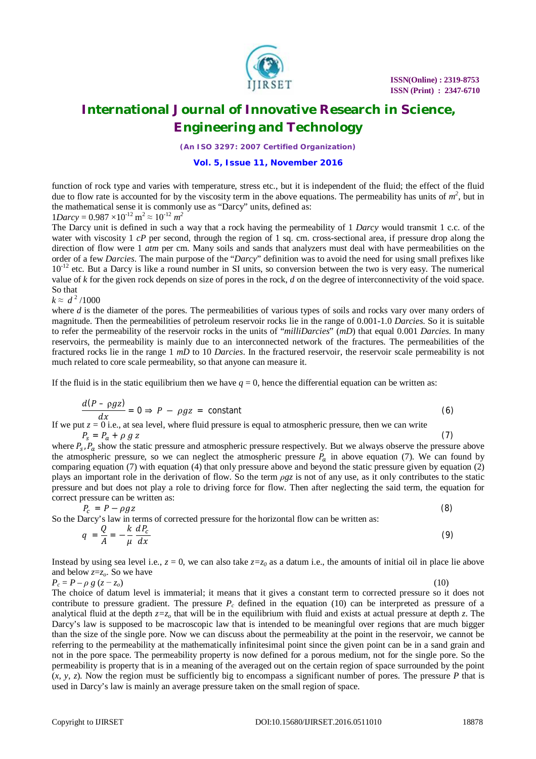function of rock type and varies with temperature, stress etc., but it is independent of the fluid; the effect of the fluid due to flow rate is accounted for by the viscosity term in the above equations. The permeability has units of $m^2$, but in the mathematical sense it is commonly use as "Darcy" units, defined as:

$1 Darcy = 0.987 \times 10^{-12}\ m^2 \approx 10^{-12}\ m^2$

The Darcy unit is defined in such a way that a rock having the permeability of 1 *Darcy* would transmit 1 c.c. of the water with viscosity 1 *cP* per second, through the region of 1 sq. cm. cross-sectional area, if pressure drop along the direction of flow were 1 *atm* per cm. Many soils and sands that analyzers must deal with have permeabilities on the order of a few *Darcies*. The main purpose of the "*Darcy*" definition was to avoid the need for using small prefixes like $10^{-12}$ etc. But a Darcy is like a round number in SI units, so conversion between the two is very easy. The numerical value of *k* for the given rock depends on size of pores in the rock, *d* on the degree of interconnectivity of the void space. So that

$k \approx d^2/1000$

where *d* is the diameter of the pores. The permeabilities of various types of soils and rocks vary over many orders of magnitude. Then the permeabilities of petroleum reservoir rocks lie in the range of 0.001-1.0 *Darcies*. So it is suitable to refer the permeability of the reservoir rocks in the units of "*milliDarcies*" (*mD*) that equal 0.001 *Darcies*. In many reservoirs, the permeability is mainly due to an interconnected network of the fractures. The permeabilities of the fractured rocks lie in the range 1 *mD* to 10 *Darcies*. In the fractured reservoir, the reservoir scale permeability is not much related to core scale permeability, so that anyone can measure it.

If the fluid is in the static equilibrium then we have $q = 0$, hence the differential equation can be written as:

$$\frac{d(P - \rho g z)}{dx} = 0 \Rightarrow P - \rho g z = \text{constant} \tag{6}$$

If we put $z = 0$ i.e., at sea level, where fluid pressure is equal to atmospheric pressure, then we can write

$$P_s = P_a + \rho\, g\, z \tag{7}$$

where $P_s, P_a$ show the static pressure and atmospheric pressure respectively. But we always observe the pressure above the atmospheric pressure, so we can neglect the atmospheric pressure $P_a$ in above equation (7). We can found by comparing equation (7) with equation (4) that only pressure above and beyond the static pressure given by equation (2) plays an important role in the derivation of flow. So the term $\rho g z$ is not of any use, as it only contributes to the static pressure and but does not play a role to driving force for flow. Then after neglecting the said term, the equation for correct pressure can be written as:

$$P_c = P - \rho g z \tag{8}$$

So the Darcy's law in terms of corrected pressure for the horizontal flow can be written as:

$$q = \frac{Q}{A} = -\frac{k}{\mu}\frac{dP_c}{dx} \tag{9}$$

Instead by using sea level i.e., $z = 0$, we can also take $z = z_0$ as a datum i.e., the amounts of initial oil in place lie above and below $z = z_o$. So we have

$$P_c = P - \rho\, g\,(z - z_o) \tag{10}$$

The choice of datum level is immaterial; it means that it gives a constant term to corrected pressure so it does not contribute to pressure gradient. The pressure $P_c$ defined in the equation (10) can be interpreted as pressure of a analytical fluid at the depth $z = z_o$ that will be in the equilibrium with fluid and exists at actual pressure at depth *z*. The Darcy's law is supposed to be macroscopic law that is intended to be meaningful over regions that are much bigger than the size of the single pore. Now we can discuss about the permeability at the point in the reservoir, we cannot be referring to the permeability at the mathematically infinitesimal point since the given point can be in a sand grain and not in the pore space. The permeability property is now defined for a porous medium, not for the single pore. So the permeability is property that is in a meaning of the averaged out on the certain region of space surrounded by the point $(x, y, z)$. Now the region must be sufficiently big to encompass a significant number of pores. The pressure *P* that is used in Darcy's law is mainly an average pressure taken on the small region of space.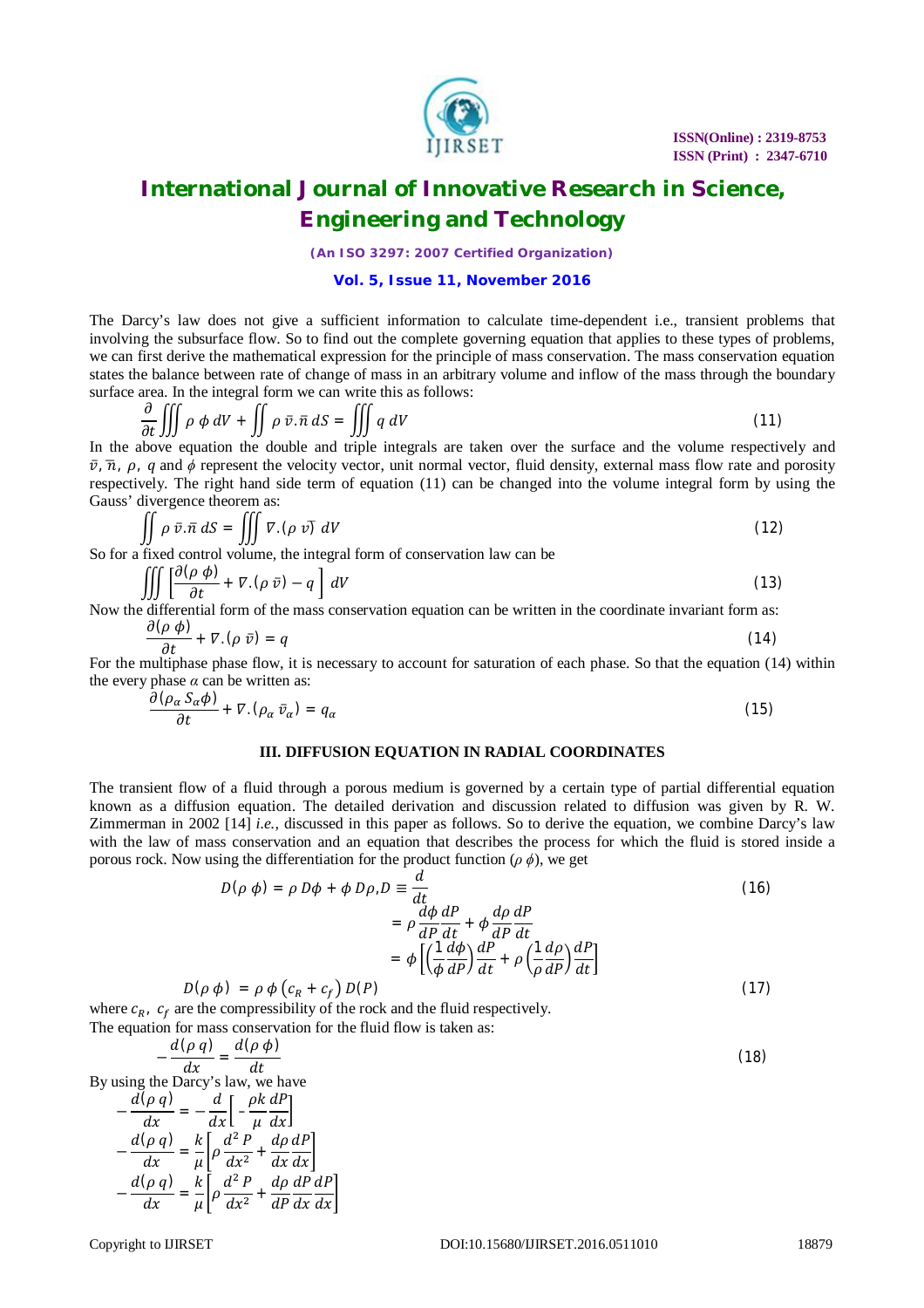The Darcy's law does not give a sufficient information to calculate time-dependent i.e., transient problems that involving the subsurface flow. So to find out the complete governing equation that applies to these types of problems, we can first derive the mathematical expression for the principle of mass conservation. The mass conservation equation states the balance between rate of change of mass in an arbitrary volume and inflow of the mass through the boundary surface area. In the integral form we can write this as follows:

$$\frac{\partial}{\partial t}\iiint \rho\, \phi\, dV + \iint \rho\, \bar{v}.\bar{n}\, dS = \iiint q\, dV \tag{11}$$

In the above equation the double and triple integrals are taken over the surface and the volume respectively and $\bar{v}, \bar{n},\ \rho,\ q$ and $\phi$ represent the velocity vector, unit normal vector, fluid density, external mass flow rate and porosity respectively. The right hand side term of equation (11) can be changed into the volume integral form by using the Gauss' divergence theorem as:

$$\iint \rho\, \bar{v}.\bar{n}\, dS = \iiint \nabla.(\rho\, \bar{v})\, dV \tag{12}$$

So for a fixed control volume, the integral form of conservation law can be

$$\iiint \left[\frac{\partial(\rho\, \phi)}{\partial t} + \nabla.(\rho\, \bar{v}) - q\right] dV \tag{13}$$

Now the differential form of the mass conservation equation can be written in the coordinate invariant form as:

$$\frac{\partial(\rho\, \phi)}{\partial t} + \nabla.(\rho\, \bar{v}) = q \tag{14}$$

For the multiphase phase flow, it is necessary to account for saturation of each phase. So that the equation (14) within the every phase $\alpha$ can be written as:

$$\frac{\partial(\rho_\alpha\, S_\alpha \phi)}{\partial t} + \nabla.(\rho_\alpha\, \bar{v}_\alpha) = q_\alpha \tag{15}$$

## III. DIFFUSION EQUATION IN RADIAL COORDINATES

The transient flow of a fluid through a porous medium is governed by a certain type of partial differential equation known as a diffusion equation. The detailed derivation and discussion related to diffusion was given by R. W. Zimmerman in 2002 [14] *i.e.*, discussed in this paper as follows. So to derive the equation, we combine Darcy's law with the law of mass conservation and an equation that describes the process for which the fluid is stored inside a porous rock. Now using the differentiation for the product function $(\rho\, \phi)$, we get

$$\begin{aligned} D(\rho\, \phi) &= \rho\, D\phi + \phi\, D\rho, D \equiv \frac{d}{dt} \\ &= \rho \frac{d\phi}{dP}\frac{dP}{dt} + \phi \frac{d\rho}{dP}\frac{dP}{dt} \\ &= \phi\left[\left(\frac{1}{\phi}\frac{d\phi}{dP}\right)\frac{dP}{dt} + \rho\left(\frac{1}{\rho}\frac{d\rho}{dP}\right)\frac{dP}{dt}\right] \end{aligned} \tag{16}$$

$$D(\rho\, \phi) = \rho\, \phi\, (c_R + c_f)\, D(P) \tag{17}$$

where $c_R,\ c_f$ are the compressibility of the rock and the fluid respectively.

The equation for mass conservation for the fluid flow is taken as:

$$-\frac{d(\rho\, q)}{dx} = \frac{d(\rho\, \phi)}{dt} \tag{18}$$

By using the Darcy's law, we have

$$-\frac{d(\rho\, q)}{dx} = -\frac{d}{dx}\left[-\frac{\rho k}{\mu}\frac{dP}{dx}\right]$$

$$-\frac{d(\rho\, q)}{dx} = \frac{k}{\mu}\left[\rho\frac{d^2 P}{dx^2} + \frac{d\rho}{dx}\frac{dP}{dx}\right]$$

$$-\frac{d(\rho\, q)}{dx} = \frac{k}{\mu}\left[\rho\frac{d^2 P}{dx^2} + \frac{d\rho}{dP}\frac{dP}{dx}\frac{dP}{dx}\right]$$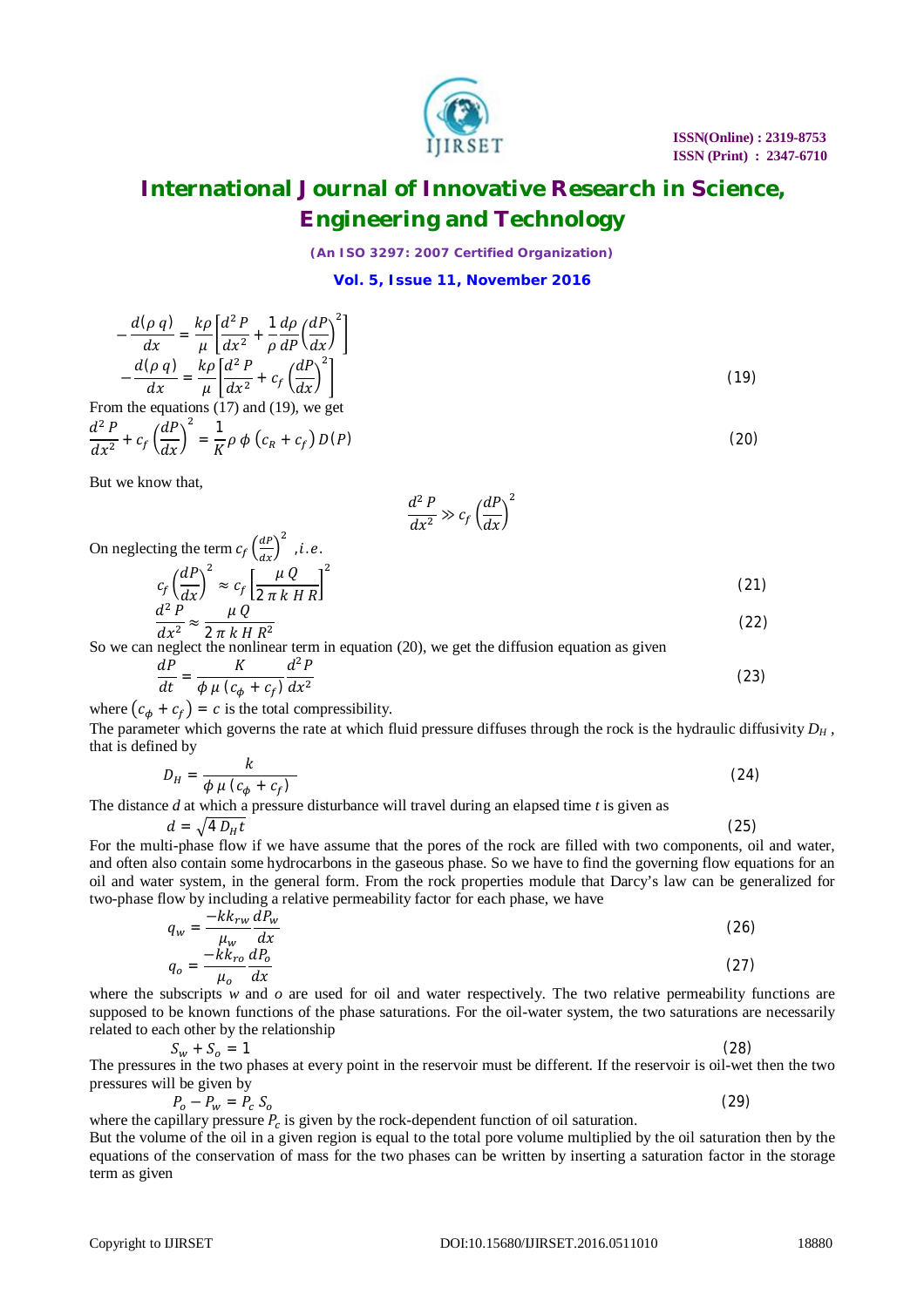$$-\frac{d(\rho\, q)}{dx} = \frac{k\rho}{\mu}\left[\frac{d^2 P}{dx^2} + \frac{1}{\rho}\frac{d\rho}{dP}\left(\frac{dP}{dx}\right)^2\right]$$

$$-\frac{d(\rho\, q)}{dx} = \frac{k\rho}{\mu}\left[\frac{d^2 P}{dx^2} + c_f\left(\frac{dP}{dx}\right)^2\right] \tag{19}$$

From the equations (17) and (19), we get

$$\frac{d^2 P}{dx^2} + c_f\left(\frac{dP}{dx}\right)^2 = \frac{1}{K}\rho\,\phi\,(c_R + c_f)\,D(P) \tag{20}$$

But we know that,

$$\frac{d^2 P}{dx^2} \gg c_f\left(\frac{dP}{dx}\right)^2$$

On neglecting the term $c_f\left(\frac{dP}{dx}\right)^2$ ,*i.e.*

$$c_f\left(\frac{dP}{dx}\right)^2 \approx c_f\left[\frac{\mu\, Q}{2\,\pi\, k\, H\, R}\right]^2 \tag{21}$$

$$\frac{d^2 P}{dx^2} \approx \frac{\mu\, Q}{2\,\pi\, k\, H\, R^2} \tag{22}$$

So we can neglect the nonlinear term in equation (20), we get the diffusion equation as given

$$\frac{dP}{dt} = \frac{K}{\phi\,\mu\,(c_\phi + c_f)}\frac{d^2 P}{dx^2} \tag{23}$$

where $(c_\phi + c_f) = c$ is the total compressibility.

The parameter which governs the rate at which fluid pressure diffuses through the rock is the hydraulic diffusivity $D_H$ , that is defined by

$$D_H = \frac{k}{\phi\,\mu\,(c_\phi + c_f)} \tag{24}$$

The distance *d* at which a pressure disturbance will travel during an elapsed time *t* is given as

$$d = \sqrt{4\, D_H t} \tag{25}$$

For the multi-phase flow if we have assume that the pores of the rock are filled with two components, oil and water, and often also contain some hydrocarbons in the gaseous phase. So we have to find the governing flow equations for an oil and water system, in the general form. From the rock properties module that Darcy's law can be generalized for two-phase flow by including a relative permeability factor for each phase, we have

$$q_w = \frac{-kk_{rw}}{\mu_w}\frac{dP_w}{dx} \tag{26}$$

$$q_o = \frac{-kk_{ro}}{\mu_o}\frac{dP_o}{dx} \tag{27}$$

where the subscripts *w* and *o* are used for oil and water respectively. The two relative permeability functions are supposed to be known functions of the phase saturations. For the oil-water system, the two saturations are necessarily related to each other by the relationship

$$S_w + S_o = 1 \tag{28}$$

The pressures in the two phases at every point in the reservoir must be different. If the reservoir is oil-wet then the two pressures will be given by

$$P_o - P_w = P_c\, S_o \tag{29}$$

where the capillary pressure $P_c$ is given by the rock-dependent function of oil saturation.

But the volume of the oil in a given region is equal to the total pore volume multiplied by the oil saturation then by the equations of the conservation of mass for the two phases can be written by inserting a saturation factor in the storage term as given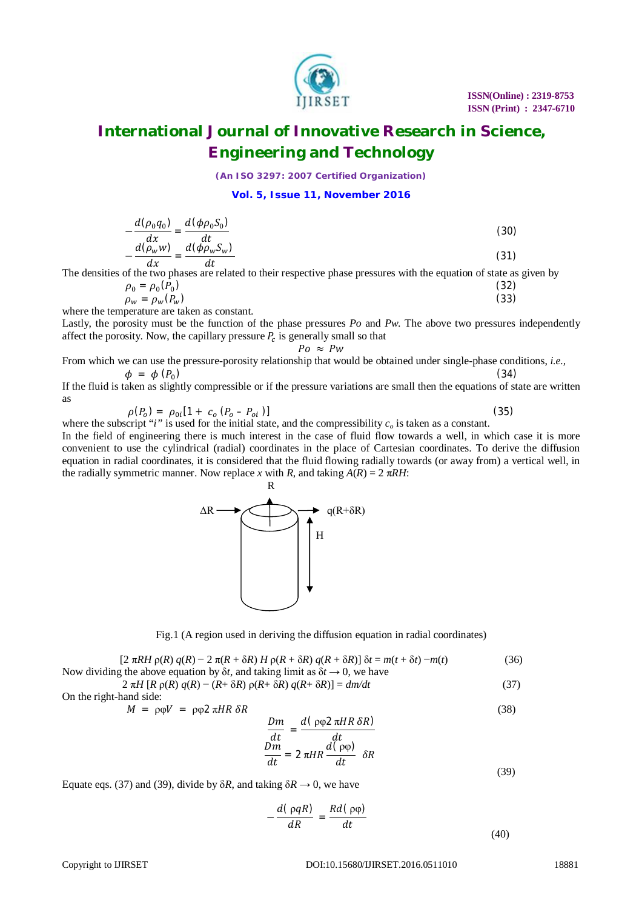$$-\frac{d(\rho_0 q_0)}{dx} = \frac{d(\phi \rho_0 S_0)}{dt} \quad (30)$$

$$-\frac{d(\rho_w w)}{dx} = \frac{d(\phi \rho_w S_w)}{dt} \quad (31)$$

The densities of the two phases are related to their respective phase pressures with the equation of state as given by

$$\rho_0 = \rho_0(P_0) \quad (32)$$

$$\rho_w = \rho_w(P_w) \quad (33)$$

where the temperature are taken as constant.

Lastly, the porosity must be the function of the phase pressures *Po* and *Pw*. The above two pressures independently affect the porosity. Now, the capillary pressure $P_c$ is generally small so that

$$Po \approx Pw$$

From which we can use the pressure-porosity relationship that would be obtained under single-phase conditions, *i.e.,*

$$\phi = \phi(P_0) \quad (34)$$

If the fluid is taken as slightly compressible or if the pressure variations are small then the equations of state are written as

$$\rho(P_o) = \rho_{0i}[1 + c_o(P_o - P_{oi})] \quad (35)$$

where the subscript "$i$" is used for the initial state, and the compressibility $c_o$ is taken as a constant.

In the field of engineering there is much interest in the case of fluid flow towards a well, in which case it is more convenient to use the cylindrical (radial) coordinates in the place of Cartesian coordinates. To derive the diffusion equation in radial coordinates, it is considered that the fluid flowing radially towards (or away from) a vertical well, in the radially symmetric manner. Now replace *x* with *R*, and taking $A(R) = 2\pi RH$:

Fig.1 (A region used in deriving the diffusion equation in radial coordinates)

$$[2\pi RH\,\rho(R)\,q(R) - 2\pi(R+\delta R)\,H\,\rho(R+\delta R)\,q(R+\delta R)]\,\delta t = m(t+\delta t) - m(t) \quad (36)$$

Now dividing the above equation by $\delta t$, and taking limit as $\delta t \to 0$, we have

$$2\pi H\,[R\,\rho(R)\,q(R) - (R+\delta R)\,\rho(R+\delta R)\,q(R+\delta R)] = dm/dt \quad (37)$$

On the right-hand side:

$$M = \rho\varphi V = \rho\varphi 2\pi HR\,\delta R \quad (38)$$

$$\frac{Dm}{dt} = \frac{d(\rho\varphi 2\pi HR\,\delta R)}{dt}$$

$$\frac{Dm}{dt} = 2\pi HR\frac{d(\rho\varphi)}{dt}\,\delta R \quad (39)$$

Equate eqs. (37) and (39), divide by $\delta R$, and taking $\delta R \to 0$, we have

$$-\frac{d(\rho qR)}{dR} = \frac{Rd(\rho\varphi)}{dt} \quad (40)$$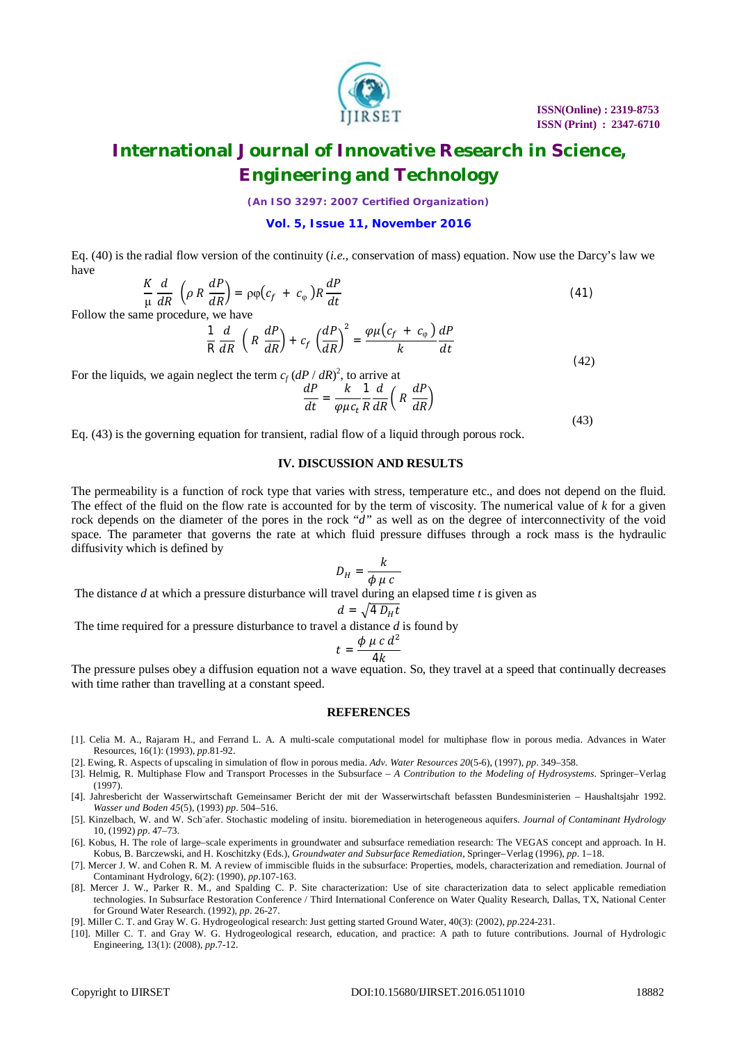Eq. (40) is the radial flow version of the continuity (*i.e.*, conservation of mass) equation. Now use the Darcy's law we have

$$\frac{K}{\mu}\frac{d}{dR}\left(\rho R \frac{dP}{dR}\right) = \rho\varphi\left(c_f + c_\varphi\right)R\frac{dP}{dt} \tag{41}$$

Follow the same procedure, we have

$$\frac{1}{R}\frac{d}{dR}\left(R\frac{dP}{dR}\right) + c_f\left(\frac{dP}{dR}\right)^2 = \frac{\varphi\mu\left(c_f + c_\varphi\right)}{k}\frac{dP}{dt} \tag{42}$$

For the liquids, we again neglect the term $c_f\,(dP\,/\,dR)^2$, to arrive at

$$\frac{dP}{dt} = \frac{k}{\varphi\mu c_t}\frac{1}{R}\frac{d}{dR}\left(R\frac{dP}{dR}\right) \tag{43}$$

Eq. (43) is the governing equation for transient, radial flow of a liquid through porous rock.

## IV. DISCUSSION AND RESULTS

The permeability is a function of rock type that varies with stress, temperature etc., and does not depend on the fluid. The effect of the fluid on the flow rate is accounted for by the term of viscosity. The numerical value of $k$ for a given rock depends on the diameter of the pores in the rock "$d$" as well as on the degree of interconnectivity of the void space. The parameter that governs the rate at which fluid pressure diffuses through a rock mass is the hydraulic diffusivity which is defined by

$$D_H = \frac{k}{\phi\,\mu\,c}$$

The distance $d$ at which a pressure disturbance will travel during an elapsed time $t$ is given as

$$d = \sqrt{4\,D_H t}$$

The time required for a pressure disturbance to travel a distance $d$ is found by

$$t = \frac{\phi\,\mu\,c\,d^2}{4k}$$

The pressure pulses obey a diffusion equation not a wave equation. So, they travel at a speed that continually decreases with time rather than travelling at a constant speed.

## REFERENCES

[1]. Celia M. A., Rajaram H., and Ferrand L. A. A multi-scale computational model for multiphase flow in porous media. Advances in Water Resources, 16(1): (1993), *pp*.81-92.

[2]. Ewing, R. Aspects of upscaling in simulation of flow in porous media. *Adv. Water Resources 20*(5-6), (1997), *pp*. 349–358.

[3]. Helmig, R. Multiphase Flow and Transport Processes in the Subsurface – *A Contribution to the Modeling of Hydrosystems*. Springer–Verlag (1997).

[4]. Jahresbericht der Wasserwirtschaft Gemeinsamer Bericht der mit der Wasserwirtschaft befassten Bundesministerien – Haushaltsjahr 1992. *Wasser und Boden 45*(5), (1993) *pp*. 504–516.

[5]. Kinzelbach, W. and W. Sch¨afer. Stochastic modeling of insitu. bioremediation in heterogeneous aquifers. *Journal of Contaminant Hydrology* 10, (1992) *pp*. 47–73.

[6]. Kobus, H. The role of large–scale experiments in groundwater and subsurface remediation research: The VEGAS concept and approach. In H. Kobus, B. Barczewski, and H. Koschitzky (Eds.), *Groundwater and Subsurface Remediation*, Springer–Verlag (1996), *pp*. 1–18.

[7]. Mercer J. W. and Cohen R. M. A review of immiscible fluids in the subsurface: Properties, models, characterization and remediation. Journal of Contaminant Hydrology, 6(2): (1990), *pp*.107-163.

[8]. Mercer J. W., Parker R. M., and Spalding C. P. Site characterization: Use of site characterization data to select applicable remediation technologies. In Subsurface Restoration Conference / Third International Conference on Water Quality Research, Dallas, TX, National Center for Ground Water Research. (1992), *pp*. 26-27.

[9]. Miller C. T. and Gray W. G. Hydrogeological research: Just getting started Ground Water, 40(3): (2002), *pp*.224-231.

[10]. Miller C. T. and Gray W. G. Hydrogeological research, education, and practice: A path to future contributions. Journal of Hydrologic Engineering, 13(1): (2008), *pp*.7-12.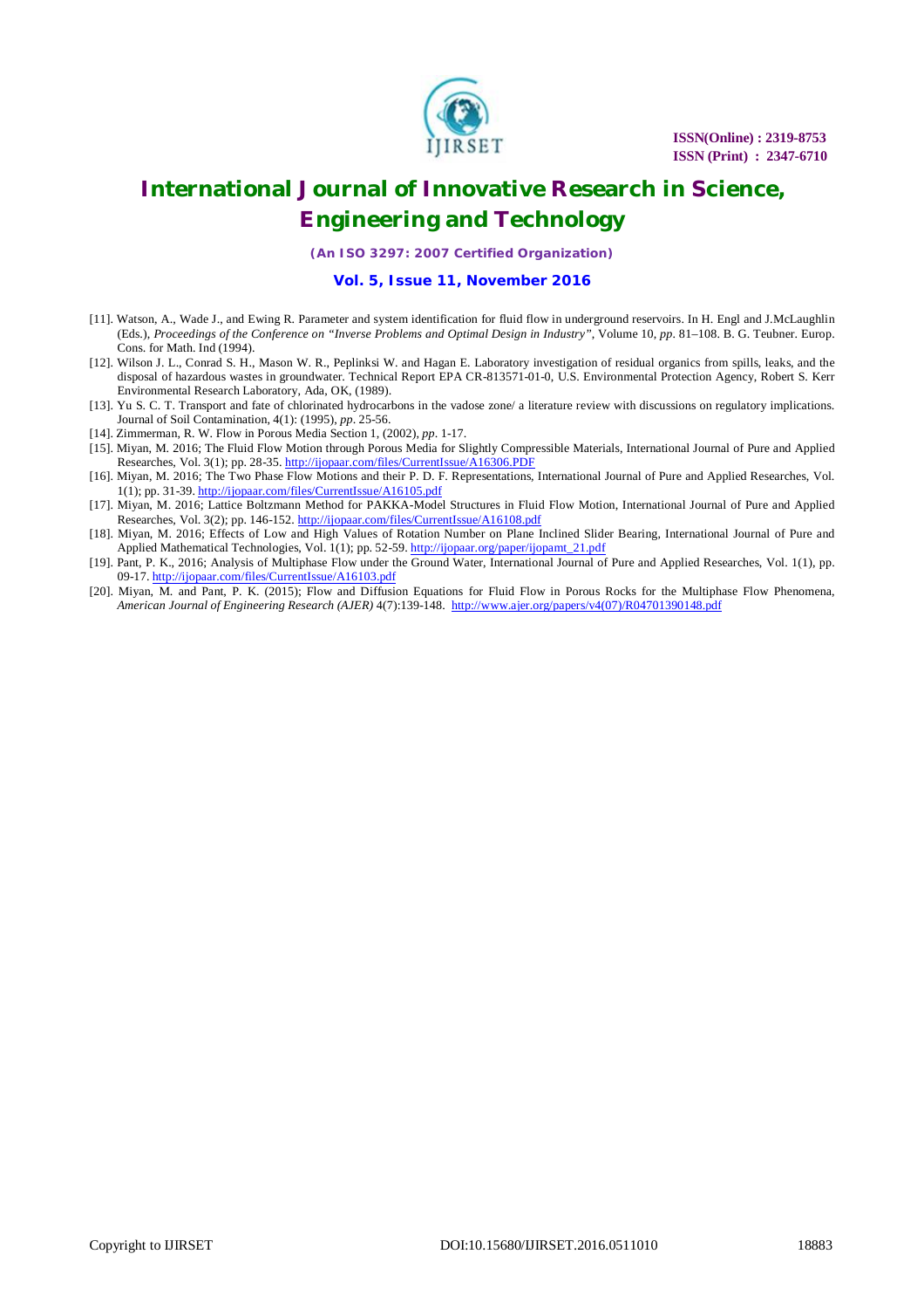[11]. Watson, A., Wade J., and Ewing R. Parameter and system identification for fluid flow in underground reservoirs. In H. Engl and J.McLaughlin (Eds.), *Proceedings of the Conference on "Inverse Problems and Optimal Design in Industry"*, Volume 10, *pp*. 81–108. B. G. Teubner. Europ. Cons. for Math. Ind (1994).

[12]. Wilson J. L., Conrad S. H., Mason W. R., Peplinksi W. and Hagan E. Laboratory investigation of residual organics from spills, leaks, and the disposal of hazardous wastes in groundwater. Technical Report EPA CR-813571-01-0, U.S. Environmental Protection Agency, Robert S. Kerr Environmental Research Laboratory, Ada, OK, (1989).

[13]. Yu S. C. T. Transport and fate of chlorinated hydrocarbons in the vadose zone/ a literature review with discussions on regulatory implications. Journal of Soil Contamination, 4(1): (1995), *pp*. 25-56.

[14]. Zimmerman, R. W. Flow in Porous Media Section 1, (2002), *pp*. 1-17.

[15]. Miyan, M. 2016; The Fluid Flow Motion through Porous Media for Slightly Compressible Materials, International Journal of Pure and Applied Researches, Vol. 3(1); pp. 28-35. http://ijopaar.com/files/CurrentIssue/A16306.PDF

[16]. Miyan, M. 2016; The Two Phase Flow Motions and their P. D. F. Representations, International Journal of Pure and Applied Researches, Vol. 1(1); pp. 31-39. http://ijopaar.com/files/CurrentIssue/A16105.pdf

[17]. Miyan, M. 2016; Lattice Boltzmann Method for PAKKA-Model Structures in Fluid Flow Motion, International Journal of Pure and Applied Researches, Vol. 3(2); pp. 146-152. http://ijopaar.com/files/CurrentIssue/A16108.pdf

[18]. Miyan, M. 2016; Effects of Low and High Values of Rotation Number on Plane Inclined Slider Bearing, International Journal of Pure and Applied Mathematical Technologies, Vol. 1(1); pp. 52-59. http://ijopaar.org/paper/ijopamt_21.pdf

[19]. Pant, P. K., 2016; Analysis of Multiphase Flow under the Ground Water, International Journal of Pure and Applied Researches, Vol. 1(1), pp. 09-17. http://ijopaar.com/files/CurrentIssue/A16103.pdf

[20]. Miyan, M. and Pant, P. K. (2015); Flow and Diffusion Equations for Fluid Flow in Porous Rocks for the Multiphase Flow Phenomena, *American Journal of Engineering Research (AJER)* 4(7):139-148. http://www.ajer.org/papers/v4(07)/R04701390148.pdf